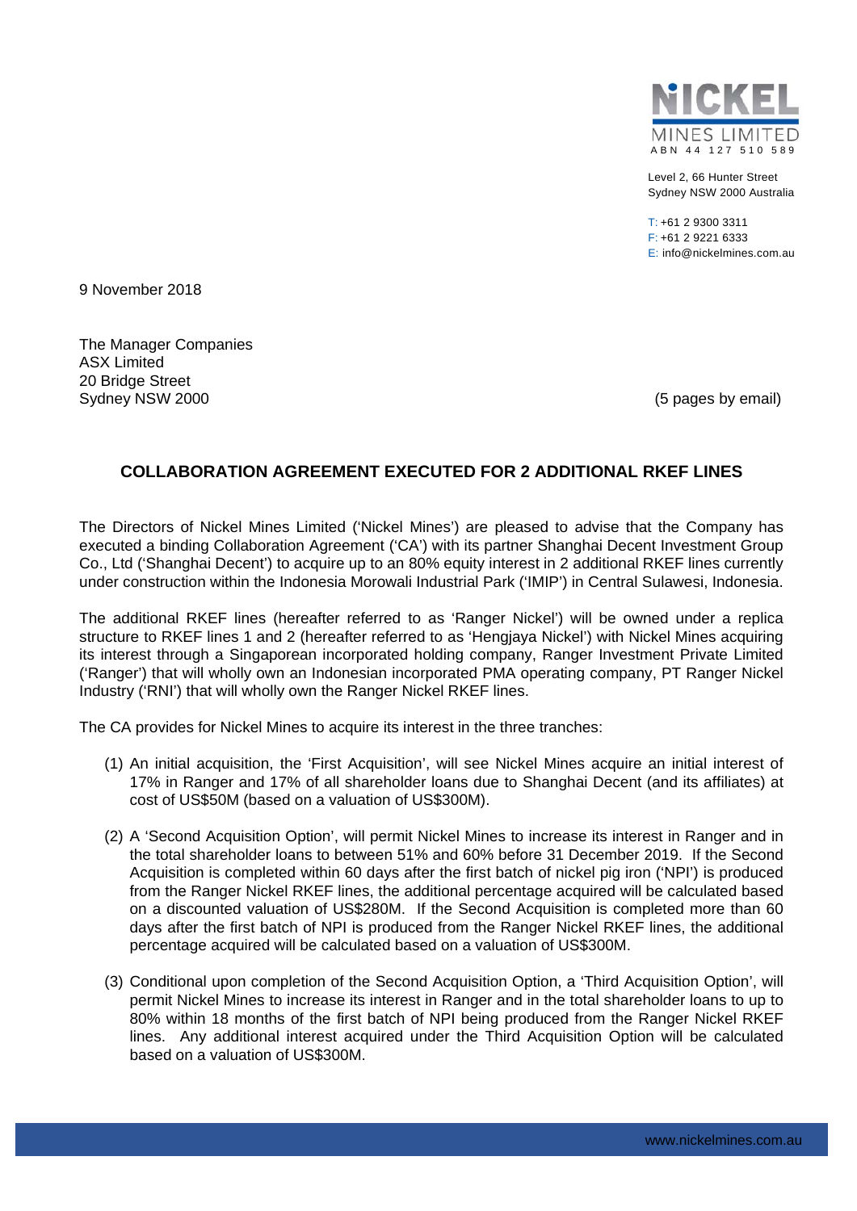NICKEL MINES LIMITED
ABN 44 127 510 589

Level 2, 66 Hunter Street
Sydney NSW 2000 Australia

T: +61 2 9300 3311
F: +61 2 9221 6333
E: info@nickelmines.com.au

9 November 2018

The Manager Companies
ASX Limited
20 Bridge Street
Sydney NSW 2000

(5 pages by email)

## COLLABORATION AGREEMENT EXECUTED FOR 2 ADDITIONAL RKEF LINES

The Directors of Nickel Mines Limited ('Nickel Mines') are pleased to advise that the Company has executed a binding Collaboration Agreement ('CA') with its partner Shanghai Decent Investment Group Co., Ltd ('Shanghai Decent') to acquire up to an 80% equity interest in 2 additional RKEF lines currently under construction within the Indonesia Morowali Industrial Park ('IMIP') in Central Sulawesi, Indonesia.

The additional RKEF lines (hereafter referred to as 'Ranger Nickel') will be owned under a replica structure to RKEF lines 1 and 2 (hereafter referred to as 'Hengjaya Nickel') with Nickel Mines acquiring its interest through a Singaporean incorporated holding company, Ranger Investment Private Limited ('Ranger') that will wholly own an Indonesian incorporated PMA operating company, PT Ranger Nickel Industry ('RNI') that will wholly own the Ranger Nickel RKEF lines.

The CA provides for Nickel Mines to acquire its interest in the three tranches:

(1) An initial acquisition, the 'First Acquisition', will see Nickel Mines acquire an initial interest of 17% in Ranger and 17% of all shareholder loans due to Shanghai Decent (and its affiliates) at cost of US$50M (based on a valuation of US$300M).

(2) A 'Second Acquisition Option', will permit Nickel Mines to increase its interest in Ranger and in the total shareholder loans to between 51% and 60% before 31 December 2019. If the Second Acquisition is completed within 60 days after the first batch of nickel pig iron ('NPI') is produced from the Ranger Nickel RKEF lines, the additional percentage acquired will be calculated based on a discounted valuation of US$280M. If the Second Acquisition is completed more than 60 days after the first batch of NPI is produced from the Ranger Nickel RKEF lines, the additional percentage acquired will be calculated based on a valuation of US$300M.

(3) Conditional upon completion of the Second Acquisition Option, a 'Third Acquisition Option', will permit Nickel Mines to increase its interest in Ranger and in the total shareholder loans to up to 80% within 18 months of the first batch of NPI being produced from the Ranger Nickel RKEF lines. Any additional interest acquired under the Third Acquisition Option will be calculated based on a valuation of US$300M.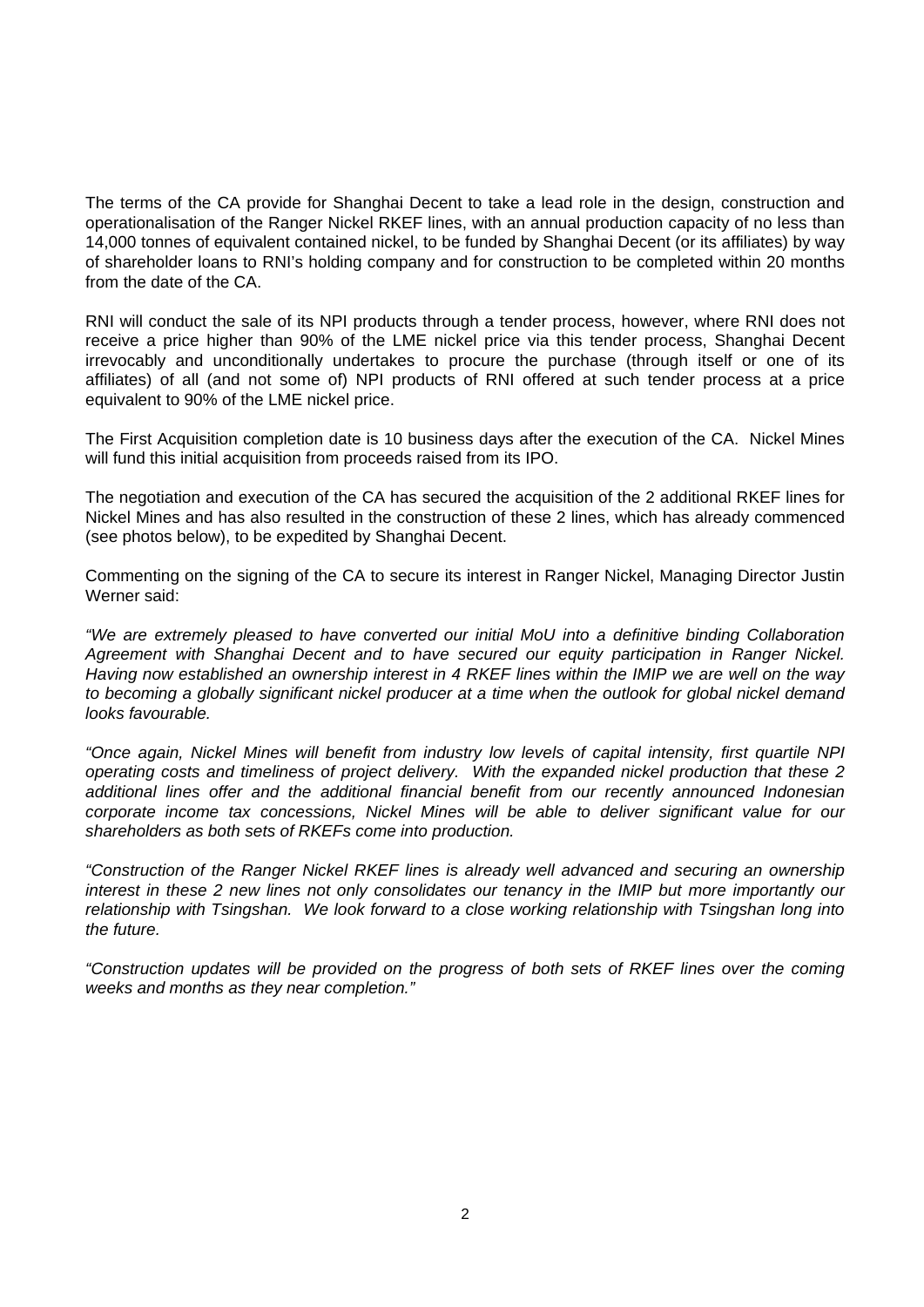The terms of the CA provide for Shanghai Decent to take a lead role in the design, construction and operationalisation of the Ranger Nickel RKEF lines, with an annual production capacity of no less than 14,000 tonnes of equivalent contained nickel, to be funded by Shanghai Decent (or its affiliates) by way of shareholder loans to RNI's holding company and for construction to be completed within 20 months from the date of the CA.

RNI will conduct the sale of its NPI products through a tender process, however, where RNI does not receive a price higher than 90% of the LME nickel price via this tender process, Shanghai Decent irrevocably and unconditionally undertakes to procure the purchase (through itself or one of its affiliates) of all (and not some of) NPI products of RNI offered at such tender process at a price equivalent to 90% of the LME nickel price.

The First Acquisition completion date is 10 business days after the execution of the CA. Nickel Mines will fund this initial acquisition from proceeds raised from its IPO.

The negotiation and execution of the CA has secured the acquisition of the 2 additional RKEF lines for Nickel Mines and has also resulted in the construction of these 2 lines, which has already commenced (see photos below), to be expedited by Shanghai Decent.

Commenting on the signing of the CA to secure its interest in Ranger Nickel, Managing Director Justin Werner said:

*"We are extremely pleased to have converted our initial MoU into a definitive binding Collaboration Agreement with Shanghai Decent and to have secured our equity participation in Ranger Nickel. Having now established an ownership interest in 4 RKEF lines within the IMIP we are well on the way to becoming a globally significant nickel producer at a time when the outlook for global nickel demand looks favourable.*

*"Once again, Nickel Mines will benefit from industry low levels of capital intensity, first quartile NPI operating costs and timeliness of project delivery. With the expanded nickel production that these 2 additional lines offer and the additional financial benefit from our recently announced Indonesian corporate income tax concessions, Nickel Mines will be able to deliver significant value for our shareholders as both sets of RKEFs come into production.*

*"Construction of the Ranger Nickel RKEF lines is already well advanced and securing an ownership interest in these 2 new lines not only consolidates our tenancy in the IMIP but more importantly our relationship with Tsingshan. We look forward to a close working relationship with Tsingshan long into the future.*

*"Construction updates will be provided on the progress of both sets of RKEF lines over the coming weeks and months as they near completion."*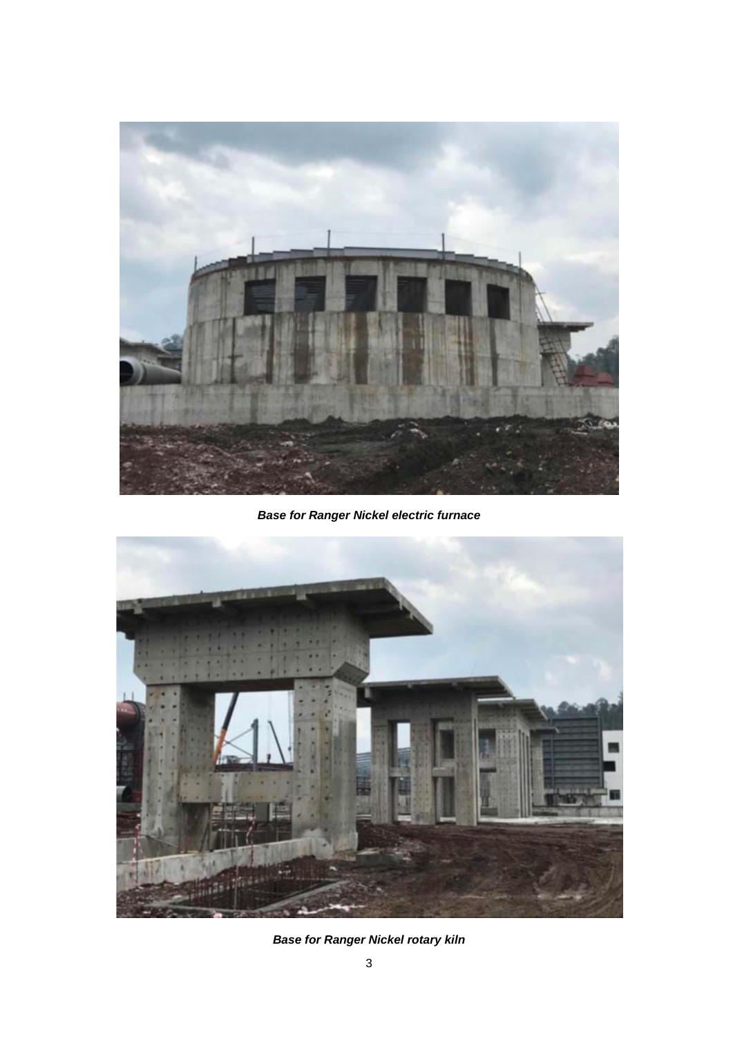***Base for Ranger Nickel electric furnace***

***Base for Ranger Nickel rotary kiln***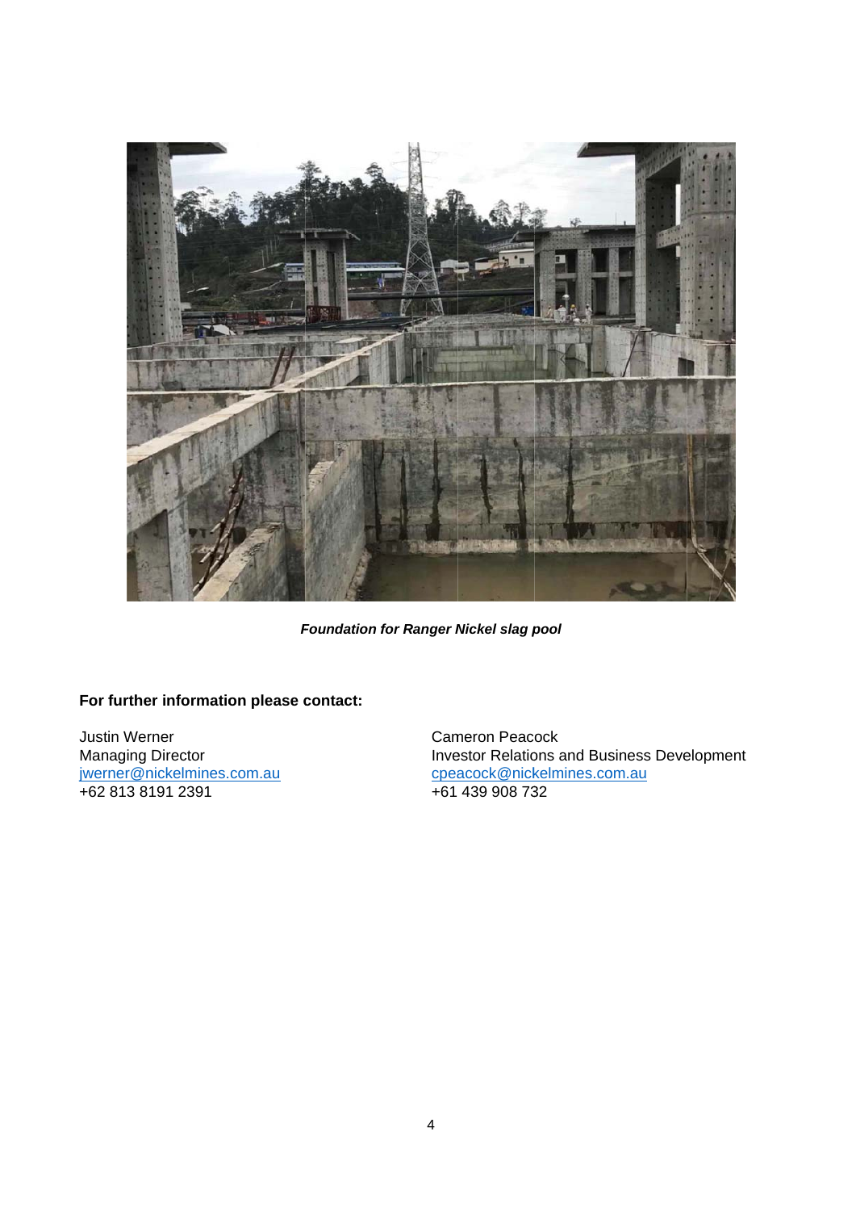*Foundation for Ranger Nickel slag pool*

**For further information please contact:**

Justin Werner
Managing Director
jwerner@nickelmines.com.au
+62 813 8191 2391

Cameron Peacock
Investor Relations and Business Development
cpeacock@nickelmines.com.au
+61 439 908 732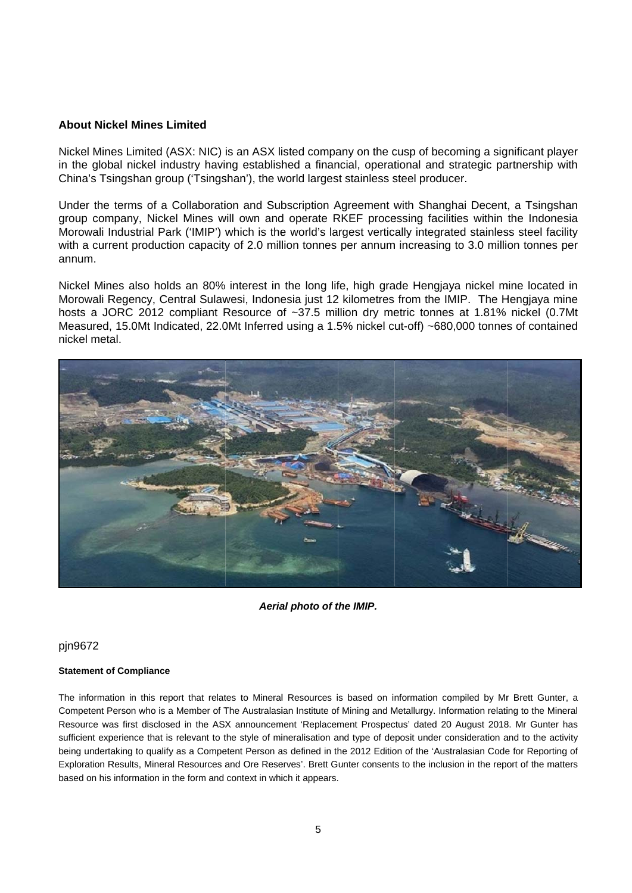## About Nickel Mines Limited

Nickel Mines Limited (ASX: NIC) is an ASX listed company on the cusp of becoming a significant player in the global nickel industry having established a financial, operational and strategic partnership with China's Tsingshan group ('Tsingshan'), the world largest stainless steel producer.

Under the terms of a Collaboration and Subscription Agreement with Shanghai Decent, a Tsingshan group company, Nickel Mines will own and operate RKEF processing facilities within the Indonesia Morowali Industrial Park ('IMIP') which is the world's largest vertically integrated stainless steel facility with a current production capacity of 2.0 million tonnes per annum increasing to 3.0 million tonnes per annum.

Nickel Mines also holds an 80% interest in the long life, high grade Hengjaya nickel mine located in Morowali Regency, Central Sulawesi, Indonesia just 12 kilometres from the IMIP. The Hengjaya mine hosts a JORC 2012 compliant Resource of ~37.5 million dry metric tonnes at 1.81% nickel (0.7Mt Measured, 15.0Mt Indicated, 22.0Mt Inferred using a 1.5% nickel cut-off) ~680,000 tonnes of contained nickel metal.

***Aerial photo of the IMIP.***

pjn9672

**Statement of Compliance**

The information in this report that relates to Mineral Resources is based on information compiled by Mr Brett Gunter, a Competent Person who is a Member of The Australasian Institute of Mining and Metallurgy. Information relating to the Mineral Resource was first disclosed in the ASX announcement 'Replacement Prospectus' dated 20 August 2018. Mr Gunter has sufficient experience that is relevant to the style of mineralisation and type of deposit under consideration and to the activity being undertaking to qualify as a Competent Person as defined in the 2012 Edition of the 'Australasian Code for Reporting of Exploration Results, Mineral Resources and Ore Reserves'. Brett Gunter consents to the inclusion in the report of the matters based on his information in the form and context in which it appears.